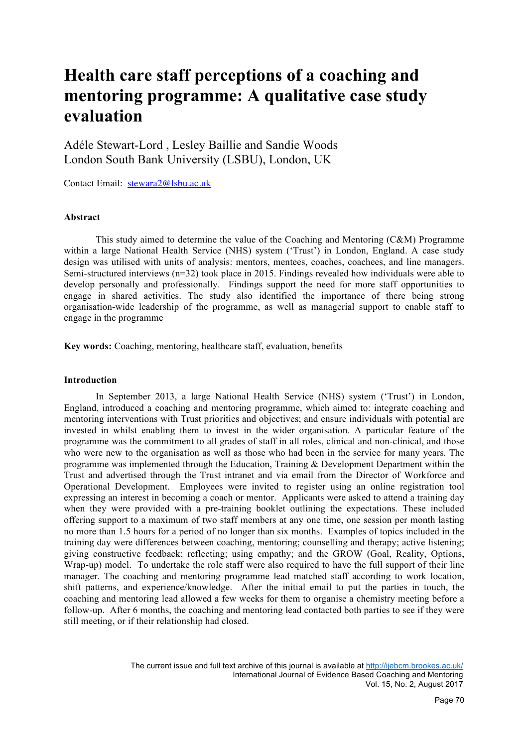# Health care staff perceptions of a coaching and mentoring programme: A qualitative case study evaluation

Adéle Stewart-Lord , Lesley Baillie and Sandie Woods
London South Bank University (LSBU), London, UK

Contact Email: stewara2@lsbu.ac.uk

## Abstract

This study aimed to determine the value of the Coaching and Mentoring (C&M) Programme within a large National Health Service (NHS) system ('Trust') in London, England. A case study design was utilised with units of analysis: mentors, mentees, coaches, coachees, and line managers. Semi-structured interviews (n=32) took place in 2015. Findings revealed how individuals were able to develop personally and professionally. Findings support the need for more staff opportunities to engage in shared activities. The study also identified the importance of there being strong organisation-wide leadership of the programme, as well as managerial support to enable staff to engage in the programme

**Key words:** Coaching, mentoring, healthcare staff, evaluation, benefits

## Introduction

In September 2013, a large National Health Service (NHS) system ('Trust') in London, England, introduced a coaching and mentoring programme, which aimed to: integrate coaching and mentoring interventions with Trust priorities and objectives; and ensure individuals with potential are invested in whilst enabling them to invest in the wider organisation. A particular feature of the programme was the commitment to all grades of staff in all roles, clinical and non-clinical, and those who were new to the organisation as well as those who had been in the service for many years. The programme was implemented through the Education, Training & Development Department within the Trust and advertised through the Trust intranet and via email from the Director of Workforce and Operational Development. Employees were invited to register using an online registration tool expressing an interest in becoming a coach or mentor. Applicants were asked to attend a training day when they were provided with a pre-training booklet outlining the expectations. These included offering support to a maximum of two staff members at any one time, one session per month lasting no more than 1.5 hours for a period of no longer than six months. Examples of topics included in the training day were differences between coaching, mentoring; counselling and therapy; active listening; giving constructive feedback; reflecting; using empathy; and the GROW (Goal, Reality, Options, Wrap-up) model. To undertake the role staff were also required to have the full support of their line manager. The coaching and mentoring programme lead matched staff according to work location, shift patterns, and experience/knowledge. After the initial email to put the parties in touch, the coaching and mentoring lead allowed a few weeks for them to organise a chemistry meeting before a follow-up. After 6 months, the coaching and mentoring lead contacted both parties to see if they were still meeting, or if their relationship had closed.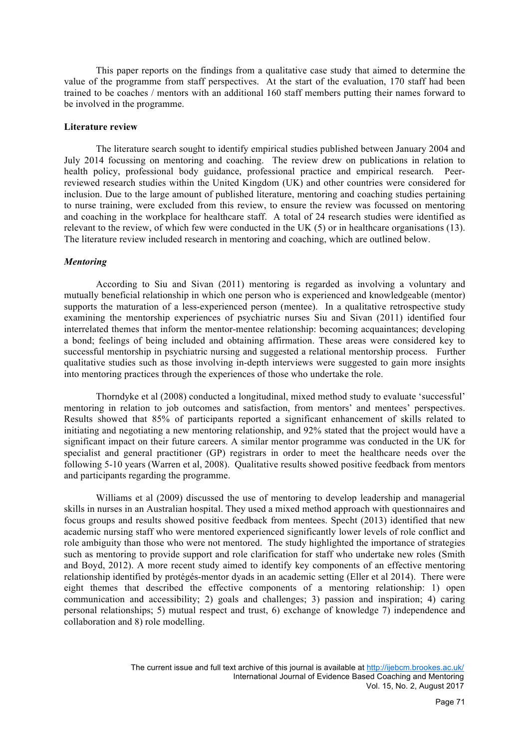This paper reports on the findings from a qualitative case study that aimed to determine the value of the programme from staff perspectives. At the start of the evaluation, 170 staff had been trained to be coaches / mentors with an additional 160 staff members putting their names forward to be involved in the programme.

## Literature review

The literature search sought to identify empirical studies published between January 2004 and July 2014 focussing on mentoring and coaching. The review drew on publications in relation to health policy, professional body guidance, professional practice and empirical research. Peer-reviewed research studies within the United Kingdom (UK) and other countries were considered for inclusion. Due to the large amount of published literature, mentoring and coaching studies pertaining to nurse training, were excluded from this review, to ensure the review was focussed on mentoring and coaching in the workplace for healthcare staff. A total of 24 research studies were identified as relevant to the review, of which few were conducted in the UK (5) or in healthcare organisations (13). The literature review included research in mentoring and coaching, which are outlined below.

### *Mentoring*

According to Siu and Sivan (2011) mentoring is regarded as involving a voluntary and mutually beneficial relationship in which one person who is experienced and knowledgeable (mentor) supports the maturation of a less-experienced person (mentee). In a qualitative retrospective study examining the mentorship experiences of psychiatric nurses Siu and Sivan (2011) identified four interrelated themes that inform the mentor-mentee relationship: becoming acquaintances; developing a bond; feelings of being included and obtaining affirmation. These areas were considered key to successful mentorship in psychiatric nursing and suggested a relational mentorship process. Further qualitative studies such as those involving in-depth interviews were suggested to gain more insights into mentoring practices through the experiences of those who undertake the role.

Thorndyke et al (2008) conducted a longitudinal, mixed method study to evaluate 'successful' mentoring in relation to job outcomes and satisfaction, from mentors' and mentees' perspectives. Results showed that 85% of participants reported a significant enhancement of skills related to initiating and negotiating a new mentoring relationship, and 92% stated that the project would have a significant impact on their future careers. A similar mentor programme was conducted in the UK for specialist and general practitioner (GP) registrars in order to meet the healthcare needs over the following 5-10 years (Warren et al, 2008). Qualitative results showed positive feedback from mentors and participants regarding the programme.

Williams et al (2009) discussed the use of mentoring to develop leadership and managerial skills in nurses in an Australian hospital. They used a mixed method approach with questionnaires and focus groups and results showed positive feedback from mentees. Specht (2013) identified that new academic nursing staff who were mentored experienced significantly lower levels of role conflict and role ambiguity than those who were not mentored. The study highlighted the importance of strategies such as mentoring to provide support and role clarification for staff who undertake new roles (Smith and Boyd, 2012). A more recent study aimed to identify key components of an effective mentoring relationship identified by protégés-mentor dyads in an academic setting (Eller et al 2014). There were eight themes that described the effective components of a mentoring relationship: 1) open communication and accessibility; 2) goals and challenges; 3) passion and inspiration; 4) caring personal relationships; 5) mutual respect and trust, 6) exchange of knowledge 7) independence and collaboration and 8) role modelling.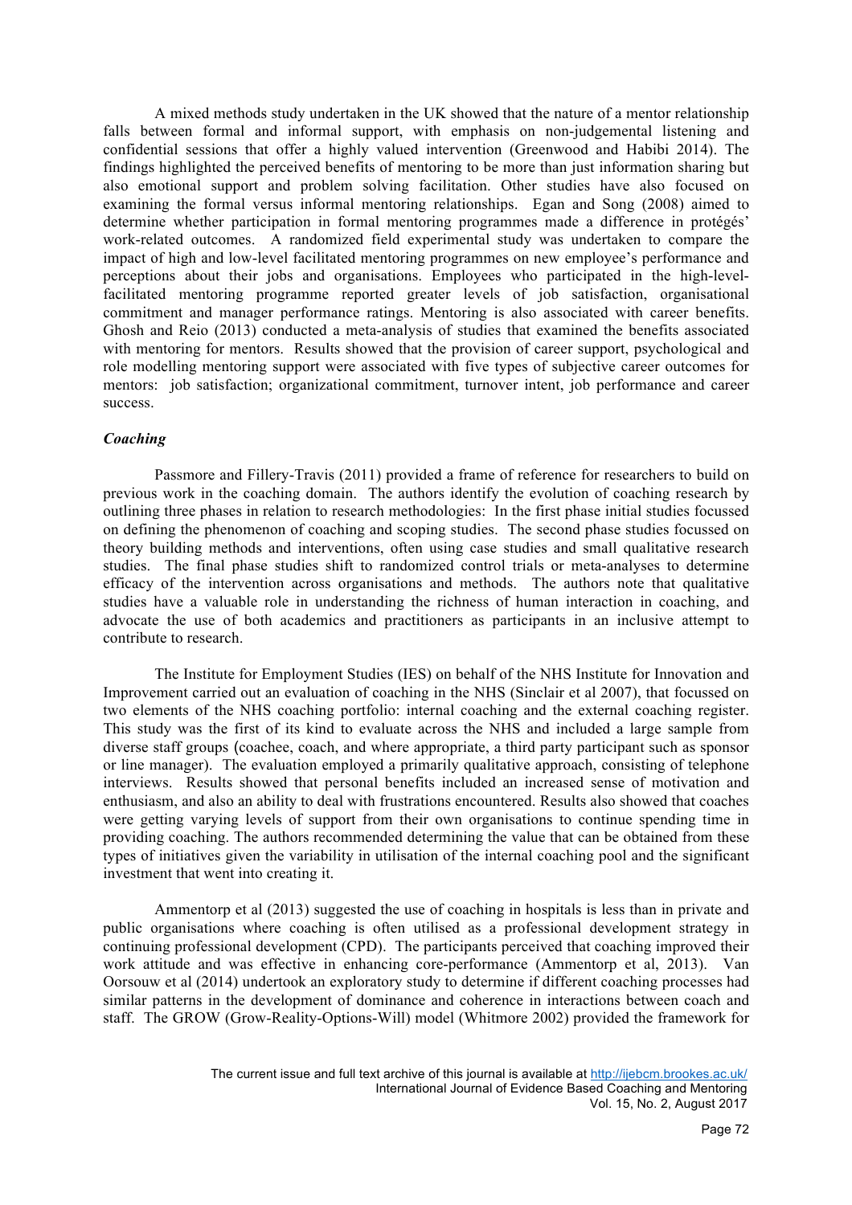A mixed methods study undertaken in the UK showed that the nature of a mentor relationship falls between formal and informal support, with emphasis on non-judgemental listening and confidential sessions that offer a highly valued intervention (Greenwood and Habibi 2014). The findings highlighted the perceived benefits of mentoring to be more than just information sharing but also emotional support and problem solving facilitation. Other studies have also focused on examining the formal versus informal mentoring relationships. Egan and Song (2008) aimed to determine whether participation in formal mentoring programmes made a difference in protégés' work-related outcomes. A randomized field experimental study was undertaken to compare the impact of high and low-level facilitated mentoring programmes on new employee's performance and perceptions about their jobs and organisations. Employees who participated in the high-level-facilitated mentoring programme reported greater levels of job satisfaction, organisational commitment and manager performance ratings. Mentoring is also associated with career benefits. Ghosh and Reio (2013) conducted a meta-analysis of studies that examined the benefits associated with mentoring for mentors. Results showed that the provision of career support, psychological and role modelling mentoring support were associated with five types of subjective career outcomes for mentors: job satisfaction; organizational commitment, turnover intent, job performance and career success.

### *Coaching*

Passmore and Fillery-Travis (2011) provided a frame of reference for researchers to build on previous work in the coaching domain. The authors identify the evolution of coaching research by outlining three phases in relation to research methodologies: In the first phase initial studies focussed on defining the phenomenon of coaching and scoping studies. The second phase studies focussed on theory building methods and interventions, often using case studies and small qualitative research studies. The final phase studies shift to randomized control trials or meta-analyses to determine efficacy of the intervention across organisations and methods. The authors note that qualitative studies have a valuable role in understanding the richness of human interaction in coaching, and advocate the use of both academics and practitioners as participants in an inclusive attempt to contribute to research.

The Institute for Employment Studies (IES) on behalf of the NHS Institute for Innovation and Improvement carried out an evaluation of coaching in the NHS (Sinclair et al 2007), that focussed on two elements of the NHS coaching portfolio: internal coaching and the external coaching register. This study was the first of its kind to evaluate across the NHS and included a large sample from diverse staff groups (coachee, coach, and where appropriate, a third party participant such as sponsor or line manager). The evaluation employed a primarily qualitative approach, consisting of telephone interviews. Results showed that personal benefits included an increased sense of motivation and enthusiasm, and also an ability to deal with frustrations encountered. Results also showed that coaches were getting varying levels of support from their own organisations to continue spending time in providing coaching. The authors recommended determining the value that can be obtained from these types of initiatives given the variability in utilisation of the internal coaching pool and the significant investment that went into creating it.

Ammentorp et al (2013) suggested the use of coaching in hospitals is less than in private and public organisations where coaching is often utilised as a professional development strategy in continuing professional development (CPD). The participants perceived that coaching improved their work attitude and was effective in enhancing core-performance (Ammentorp et al, 2013). Van Oorsouw et al (2014) undertook an exploratory study to determine if different coaching processes had similar patterns in the development of dominance and coherence in interactions between coach and staff. The GROW (Grow-Reality-Options-Will) model (Whitmore 2002) provided the framework for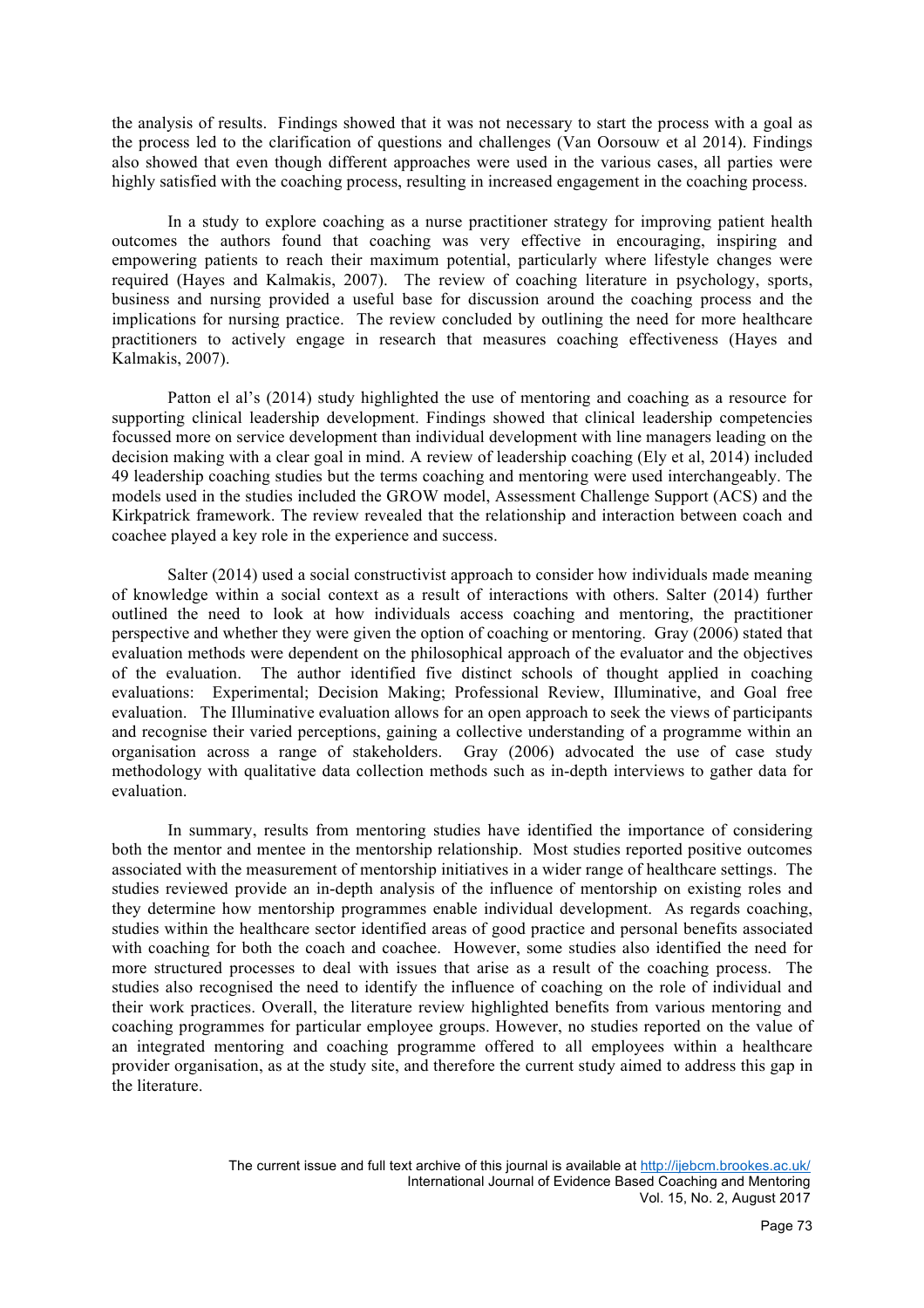the analysis of results. Findings showed that it was not necessary to start the process with a goal as the process led to the clarification of questions and challenges (Van Oorsouw et al 2014). Findings also showed that even though different approaches were used in the various cases, all parties were highly satisfied with the coaching process, resulting in increased engagement in the coaching process.

In a study to explore coaching as a nurse practitioner strategy for improving patient health outcomes the authors found that coaching was very effective in encouraging, inspiring and empowering patients to reach their maximum potential, particularly where lifestyle changes were required (Hayes and Kalmakis, 2007). The review of coaching literature in psychology, sports, business and nursing provided a useful base for discussion around the coaching process and the implications for nursing practice. The review concluded by outlining the need for more healthcare practitioners to actively engage in research that measures coaching effectiveness (Hayes and Kalmakis, 2007).

Patton el al's (2014) study highlighted the use of mentoring and coaching as a resource for supporting clinical leadership development. Findings showed that clinical leadership competencies focussed more on service development than individual development with line managers leading on the decision making with a clear goal in mind. A review of leadership coaching (Ely et al, 2014) included 49 leadership coaching studies but the terms coaching and mentoring were used interchangeably. The models used in the studies included the GROW model, Assessment Challenge Support (ACS) and the Kirkpatrick framework. The review revealed that the relationship and interaction between coach and coachee played a key role in the experience and success.

Salter (2014) used a social constructivist approach to consider how individuals made meaning of knowledge within a social context as a result of interactions with others. Salter (2014) further outlined the need to look at how individuals access coaching and mentoring, the practitioner perspective and whether they were given the option of coaching or mentoring. Gray (2006) stated that evaluation methods were dependent on the philosophical approach of the evaluator and the objectives of the evaluation. The author identified five distinct schools of thought applied in coaching evaluations: Experimental; Decision Making; Professional Review, Illuminative, and Goal free evaluation. The Illuminative evaluation allows for an open approach to seek the views of participants and recognise their varied perceptions, gaining a collective understanding of a programme within an organisation across a range of stakeholders. Gray (2006) advocated the use of case study methodology with qualitative data collection methods such as in-depth interviews to gather data for evaluation.

In summary, results from mentoring studies have identified the importance of considering both the mentor and mentee in the mentorship relationship. Most studies reported positive outcomes associated with the measurement of mentorship initiatives in a wider range of healthcare settings. The studies reviewed provide an in-depth analysis of the influence of mentorship on existing roles and they determine how mentorship programmes enable individual development. As regards coaching, studies within the healthcare sector identified areas of good practice and personal benefits associated with coaching for both the coach and coachee. However, some studies also identified the need for more structured processes to deal with issues that arise as a result of the coaching process. The studies also recognised the need to identify the influence of coaching on the role of individual and their work practices. Overall, the literature review highlighted benefits from various mentoring and coaching programmes for particular employee groups. However, no studies reported on the value of an integrated mentoring and coaching programme offered to all employees within a healthcare provider organisation, as at the study site, and therefore the current study aimed to address this gap in the literature.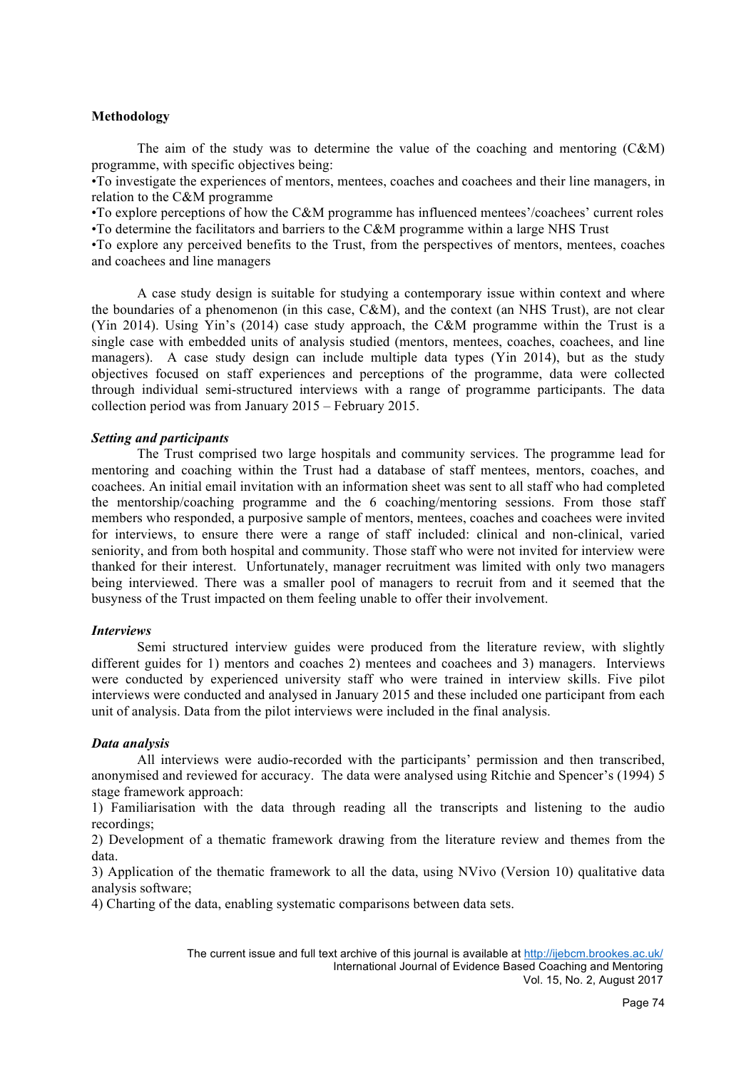**Methodology**

The aim of the study was to determine the value of the coaching and mentoring (C&M) programme, with specific objectives being:

•To investigate the experiences of mentors, mentees, coaches and coachees and their line managers, in relation to the C&M programme

•To explore perceptions of how the C&M programme has influenced mentees'/coachees' current roles

•To determine the facilitators and barriers to the C&M programme within a large NHS Trust

•To explore any perceived benefits to the Trust, from the perspectives of mentors, mentees, coaches and coachees and line managers

A case study design is suitable for studying a contemporary issue within context and where the boundaries of a phenomenon (in this case, C&M), and the context (an NHS Trust), are not clear (Yin 2014). Using Yin's (2014) case study approach, the C&M programme within the Trust is a single case with embedded units of analysis studied (mentors, mentees, coaches, coachees, and line managers). A case study design can include multiple data types (Yin 2014), but as the study objectives focused on staff experiences and perceptions of the programme, data were collected through individual semi-structured interviews with a range of programme participants. The data collection period was from January 2015 – February 2015.

***Setting and participants***

The Trust comprised two large hospitals and community services. The programme lead for mentoring and coaching within the Trust had a database of staff mentees, mentors, coaches, and coachees. An initial email invitation with an information sheet was sent to all staff who had completed the mentorship/coaching programme and the 6 coaching/mentoring sessions. From those staff members who responded, a purposive sample of mentors, mentees, coaches and coachees were invited for interviews, to ensure there were a range of staff included: clinical and non-clinical, varied seniority, and from both hospital and community. Those staff who were not invited for interview were thanked for their interest. Unfortunately, manager recruitment was limited with only two managers being interviewed. There was a smaller pool of managers to recruit from and it seemed that the busyness of the Trust impacted on them feeling unable to offer their involvement.

***Interviews***

Semi structured interview guides were produced from the literature review, with slightly different guides for 1) mentors and coaches 2) mentees and coachees and 3) managers. Interviews were conducted by experienced university staff who were trained in interview skills. Five pilot interviews were conducted and analysed in January 2015 and these included one participant from each unit of analysis. Data from the pilot interviews were included in the final analysis.

***Data analysis***

All interviews were audio-recorded with the participants' permission and then transcribed, anonymised and reviewed for accuracy. The data were analysed using Ritchie and Spencer's (1994) 5 stage framework approach:

1) Familiarisation with the data through reading all the transcripts and listening to the audio recordings;

2) Development of a thematic framework drawing from the literature review and themes from the data.

3) Application of the thematic framework to all the data, using NVivo (Version 10) qualitative data analysis software;

4) Charting of the data, enabling systematic comparisons between data sets.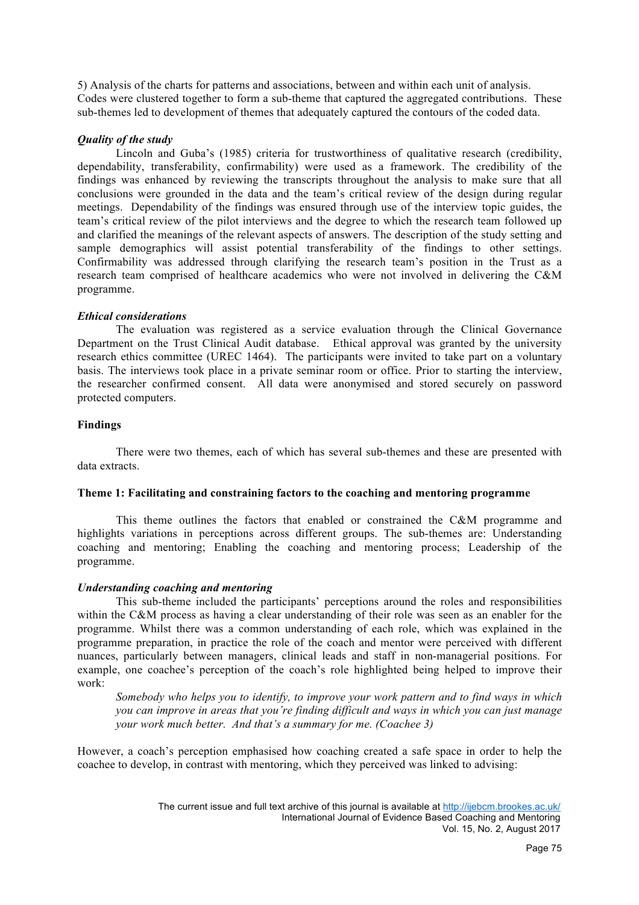5) Analysis of the charts for patterns and associations, between and within each unit of analysis. Codes were clustered together to form a sub-theme that captured the aggregated contributions. These sub-themes led to development of themes that adequately captured the contours of the coded data.

### *Quality of the study*

Lincoln and Guba's (1985) criteria for trustworthiness of qualitative research (credibility, dependability, transferability, confirmability) were used as a framework. The credibility of the findings was enhanced by reviewing the transcripts throughout the analysis to make sure that all conclusions were grounded in the data and the team's critical review of the design during regular meetings. Dependability of the findings was ensured through use of the interview topic guides, the team's critical review of the pilot interviews and the degree to which the research team followed up and clarified the meanings of the relevant aspects of answers. The description of the study setting and sample demographics will assist potential transferability of the findings to other settings. Confirmability was addressed through clarifying the research team's position in the Trust as a research team comprised of healthcare academics who were not involved in delivering the C&M programme.

### *Ethical considerations*

The evaluation was registered as a service evaluation through the Clinical Governance Department on the Trust Clinical Audit database. Ethical approval was granted by the university research ethics committee (UREC 1464). The participants were invited to take part on a voluntary basis. The interviews took place in a private seminar room or office. Prior to starting the interview, the researcher confirmed consent. All data were anonymised and stored securely on password protected computers.

## Findings

There were two themes, each of which has several sub-themes and these are presented with data extracts.

### Theme 1: Facilitating and constraining factors to the coaching and mentoring programme

This theme outlines the factors that enabled or constrained the C&M programme and highlights variations in perceptions across different groups. The sub-themes are: Understanding coaching and mentoring; Enabling the coaching and mentoring process; Leadership of the programme.

### *Understanding coaching and mentoring*

This sub-theme included the participants' perceptions around the roles and responsibilities within the C&M process as having a clear understanding of their role was seen as an enabler for the programme. Whilst there was a common understanding of each role, which was explained in the programme preparation, in practice the role of the coach and mentor were perceived with different nuances, particularly between managers, clinical leads and staff in non-managerial positions. For example, one coachee's perception of the coach's role highlighted being helped to improve their work:

> *Somebody who helps you to identify, to improve your work pattern and to find ways in which you can improve in areas that you're finding difficult and ways in which you can just manage your work much better. And that's a summary for me. (Coachee 3)*

However, a coach's perception emphasised how coaching created a safe space in order to help the coachee to develop, in contrast with mentoring, which they perceived was linked to advising: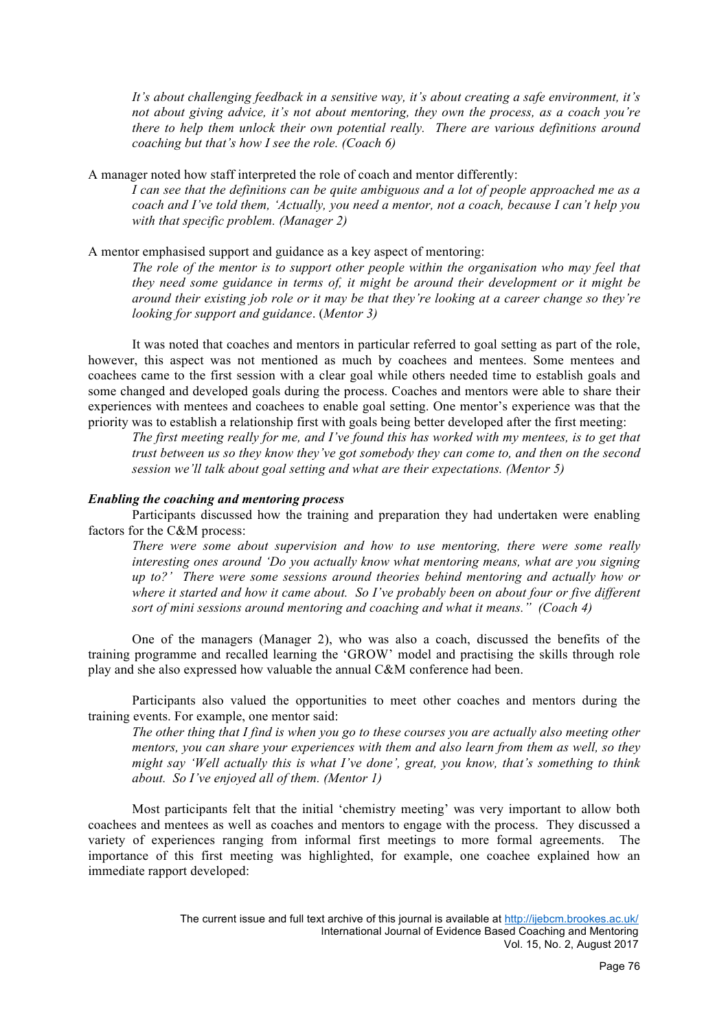*It's about challenging feedback in a sensitive way, it's about creating a safe environment, it's not about giving advice, it's not about mentoring, they own the process, as a coach you're there to help them unlock their own potential really. There are various definitions around coaching but that's how I see the role. (Coach 6)*

A manager noted how staff interpreted the role of coach and mentor differently:

> *I can see that the definitions can be quite ambiguous and a lot of people approached me as a coach and I've told them, 'Actually, you need a mentor, not a coach, because I can't help you with that specific problem. (Manager 2)*

A mentor emphasised support and guidance as a key aspect of mentoring:

> *The role of the mentor is to support other people within the organisation who may feel that they need some guidance in terms of, it might be around their development or it might be around their existing job role or it may be that they're looking at a career change so they're looking for support and guidance*. (*Mentor 3)*

It was noted that coaches and mentors in particular referred to goal setting as part of the role, however, this aspect was not mentioned as much by coachees and mentees. Some mentees and coachees came to the first session with a clear goal while others needed time to establish goals and some changed and developed goals during the process. Coaches and mentors were able to share their experiences with mentees and coachees to enable goal setting. One mentor's experience was that the priority was to establish a relationship first with goals being better developed after the first meeting:

> *The first meeting really for me, and I've found this has worked with my mentees, is to get that trust between us so they know they've got somebody they can come to, and then on the second session we'll talk about goal setting and what are their expectations. (Mentor 5)*

***Enabling the coaching and mentoring process***

Participants discussed how the training and preparation they had undertaken were enabling factors for the C&M process:

> *There were some about supervision and how to use mentoring, there were some really interesting ones around 'Do you actually know what mentoring means, what are you signing up to?' There were some sessions around theories behind mentoring and actually how or where it started and how it came about. So I've probably been on about four or five different sort of mini sessions around mentoring and coaching and what it means." (Coach 4)*

One of the managers (Manager 2), who was also a coach, discussed the benefits of the training programme and recalled learning the 'GROW' model and practising the skills through role play and she also expressed how valuable the annual C&M conference had been.

Participants also valued the opportunities to meet other coaches and mentors during the training events. For example, one mentor said:

> *The other thing that I find is when you go to these courses you are actually also meeting other mentors, you can share your experiences with them and also learn from them as well, so they might say 'Well actually this is what I've done', great, you know, that's something to think about. So I've enjoyed all of them. (Mentor 1)*

Most participants felt that the initial 'chemistry meeting' was very important to allow both coachees and mentees as well as coaches and mentors to engage with the process. They discussed a variety of experiences ranging from informal first meetings to more formal agreements. The importance of this first meeting was highlighted, for example, one coachee explained how an immediate rapport developed: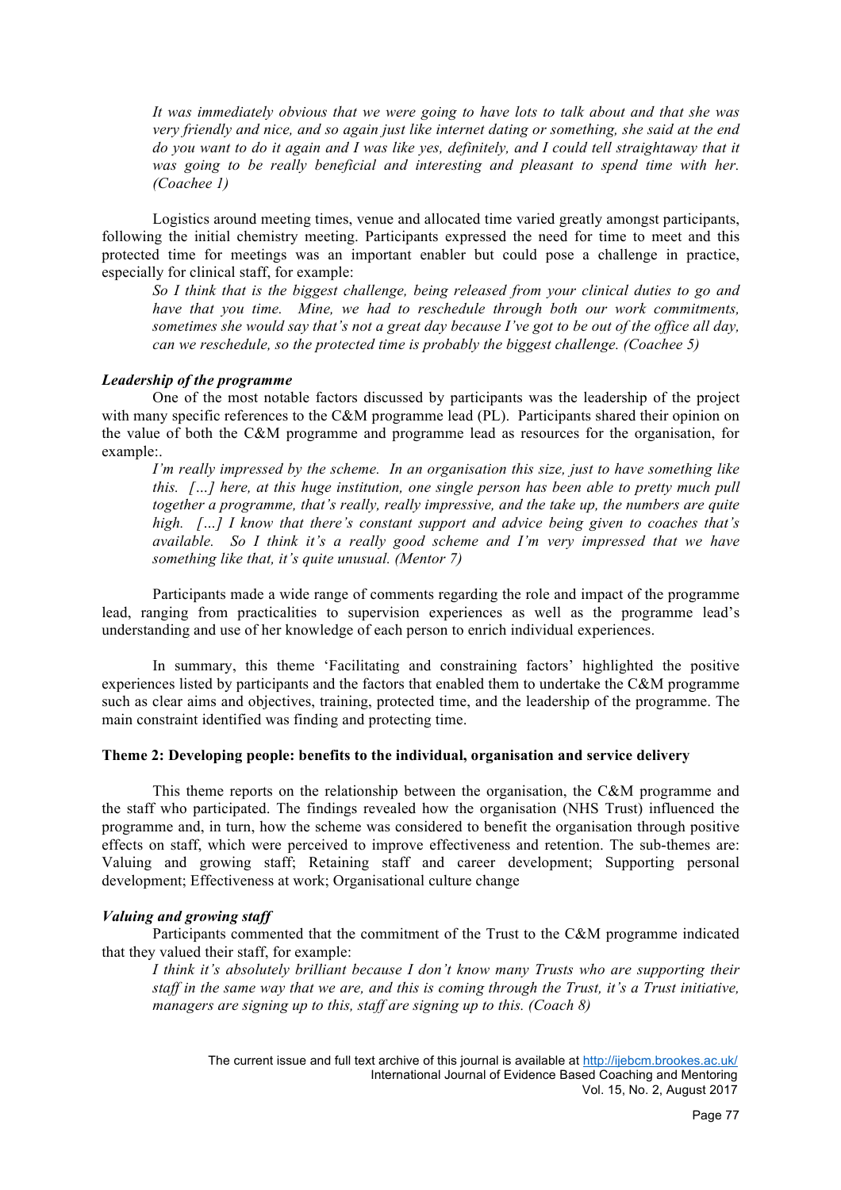*It was immediately obvious that we were going to have lots to talk about and that she was very friendly and nice, and so again just like internet dating or something, she said at the end do you want to do it again and I was like yes, definitely, and I could tell straightaway that it was going to be really beneficial and interesting and pleasant to spend time with her. (Coachee 1)*

Logistics around meeting times, venue and allocated time varied greatly amongst participants, following the initial chemistry meeting. Participants expressed the need for time to meet and this protected time for meetings was an important enabler but could pose a challenge in practice, especially for clinical staff, for example:

*So I think that is the biggest challenge, being released from your clinical duties to go and have that you time. Mine, we had to reschedule through both our work commitments, sometimes she would say that's not a great day because I've got to be out of the office all day, can we reschedule, so the protected time is probably the biggest challenge. (Coachee 5)*

***Leadership of the programme***

One of the most notable factors discussed by participants was the leadership of the project with many specific references to the C&M programme lead (PL). Participants shared their opinion on the value of both the C&M programme and programme lead as resources for the organisation, for example:.

*I'm really impressed by the scheme. In an organisation this size, just to have something like this. […] here, at this huge institution, one single person has been able to pretty much pull together a programme, that's really, really impressive, and the take up, the numbers are quite high. […] I know that there's constant support and advice being given to coaches that's available. So I think it's a really good scheme and I'm very impressed that we have something like that, it's quite unusual. (Mentor 7)*

Participants made a wide range of comments regarding the role and impact of the programme lead, ranging from practicalities to supervision experiences as well as the programme lead's understanding and use of her knowledge of each person to enrich individual experiences.

In summary, this theme 'Facilitating and constraining factors' highlighted the positive experiences listed by participants and the factors that enabled them to undertake the C&M programme such as clear aims and objectives, training, protected time, and the leadership of the programme. The main constraint identified was finding and protecting time.

**Theme 2: Developing people: benefits to the individual, organisation and service delivery**

This theme reports on the relationship between the organisation, the C&M programme and the staff who participated. The findings revealed how the organisation (NHS Trust) influenced the programme and, in turn, how the scheme was considered to benefit the organisation through positive effects on staff, which were perceived to improve effectiveness and retention. The sub-themes are: Valuing and growing staff; Retaining staff and career development; Supporting personal development; Effectiveness at work; Organisational culture change

***Valuing and growing staff***

Participants commented that the commitment of the Trust to the C&M programme indicated that they valued their staff, for example:

*I think it's absolutely brilliant because I don't know many Trusts who are supporting their staff in the same way that we are, and this is coming through the Trust, it's a Trust initiative, managers are signing up to this, staff are signing up to this. (Coach 8)*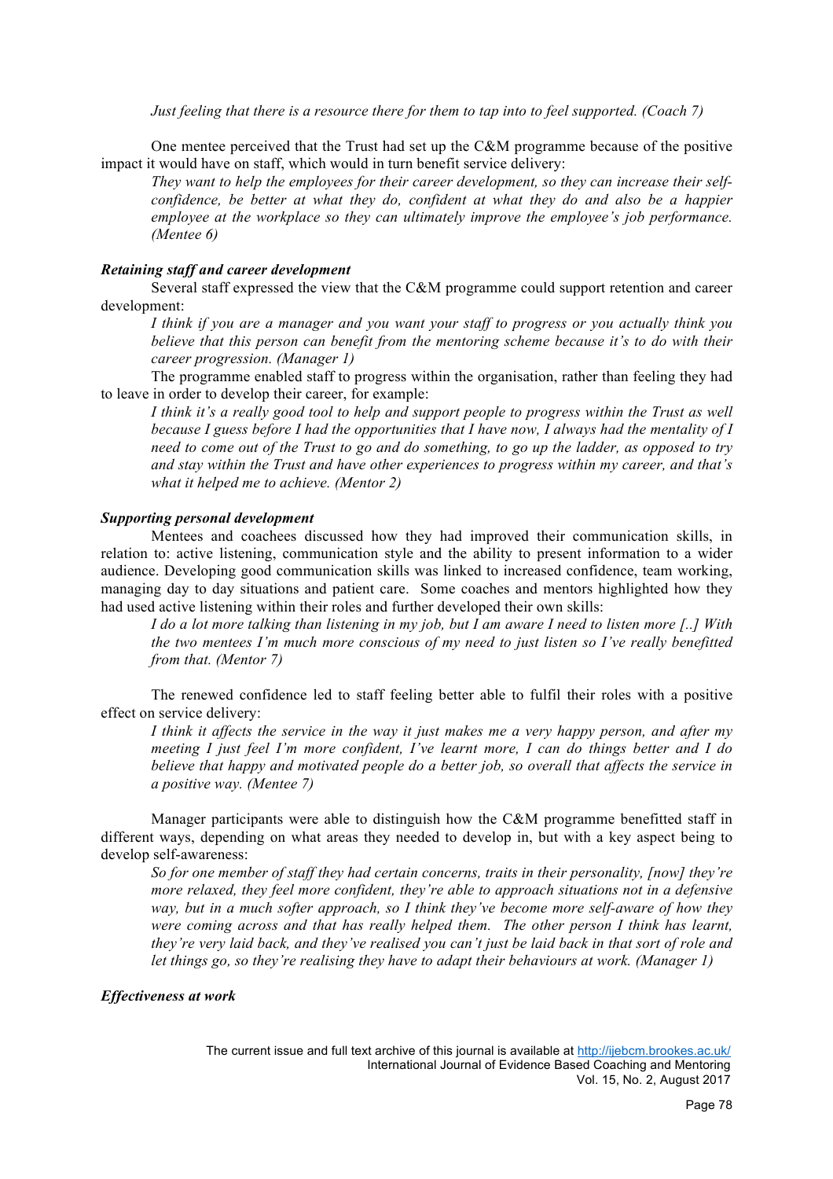*Just feeling that there is a resource there for them to tap into to feel supported. (Coach 7)*

One mentee perceived that the Trust had set up the C&M programme because of the positive impact it would have on staff, which would in turn benefit service delivery:

> *They want to help the employees for their career development, so they can increase their self-confidence, be better at what they do, confident at what they do and also be a happier employee at the workplace so they can ultimately improve the employee's job performance. (Mentee 6)*

### *Retaining staff and career development*

Several staff expressed the view that the C&M programme could support retention and career development:

> *I think if you are a manager and you want your staff to progress or you actually think you believe that this person can benefit from the mentoring scheme because it's to do with their career progression. (Manager 1)*

The programme enabled staff to progress within the organisation, rather than feeling they had to leave in order to develop their career, for example:

> *I think it's a really good tool to help and support people to progress within the Trust as well because I guess before I had the opportunities that I have now, I always had the mentality of I need to come out of the Trust to go and do something, to go up the ladder, as opposed to try and stay within the Trust and have other experiences to progress within my career, and that's what it helped me to achieve. (Mentor 2)*

### *Supporting personal development*

Mentees and coachees discussed how they had improved their communication skills, in relation to: active listening, communication style and the ability to present information to a wider audience. Developing good communication skills was linked to increased confidence, team working, managing day to day situations and patient care. Some coaches and mentors highlighted how they had used active listening within their roles and further developed their own skills:

> *I do a lot more talking than listening in my job, but I am aware I need to listen more [..] With the two mentees I'm much more conscious of my need to just listen so I've really benefitted from that. (Mentor 7)*

The renewed confidence led to staff feeling better able to fulfil their roles with a positive effect on service delivery:

> *I think it affects the service in the way it just makes me a very happy person, and after my meeting I just feel I'm more confident, I've learnt more, I can do things better and I do believe that happy and motivated people do a better job, so overall that affects the service in a positive way. (Mentee 7)*

Manager participants were able to distinguish how the C&M programme benefitted staff in different ways, depending on what areas they needed to develop in, but with a key aspect being to develop self-awareness:

> *So for one member of staff they had certain concerns, traits in their personality, [now] they're more relaxed, they feel more confident, they're able to approach situations not in a defensive way, but in a much softer approach, so I think they've become more self-aware of how they were coming across and that has really helped them. The other person I think has learnt, they're very laid back, and they've realised you can't just be laid back in that sort of role and let things go, so they're realising they have to adapt their behaviours at work. (Manager 1)*

### *Effectiveness at work*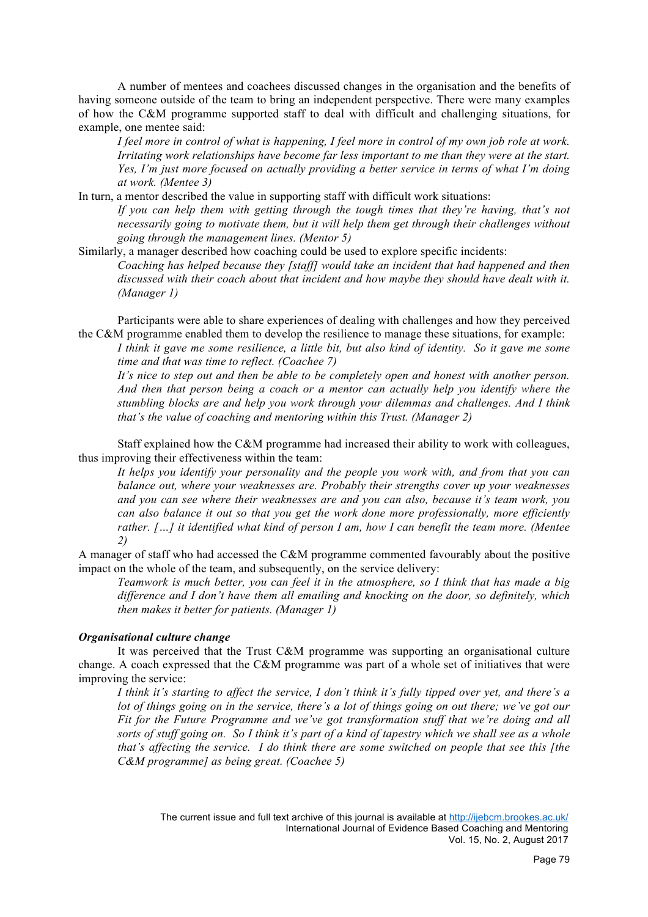A number of mentees and coachees discussed changes in the organisation and the benefits of having someone outside of the team to bring an independent perspective. There were many examples of how the C&M programme supported staff to deal with difficult and challenging situations, for example, one mentee said:

> *I feel more in control of what is happening, I feel more in control of my own job role at work. Irritating work relationships have become far less important to me than they were at the start. Yes, I'm just more focused on actually providing a better service in terms of what I'm doing at work. (Mentee 3)*

In turn, a mentor described the value in supporting staff with difficult work situations:

> *If you can help them with getting through the tough times that they're having, that's not necessarily going to motivate them, but it will help them get through their challenges without going through the management lines. (Mentor 5)*

Similarly, a manager described how coaching could be used to explore specific incidents:

> *Coaching has helped because they [staff] would take an incident that had happened and then discussed with their coach about that incident and how maybe they should have dealt with it. (Manager 1)*

Participants were able to share experiences of dealing with challenges and how they perceived the C&M programme enabled them to develop the resilience to manage these situations, for example:

> *I think it gave me some resilience, a little bit, but also kind of identity. So it gave me some time and that was time to reflect. (Coachee 7)*
>
> *It's nice to step out and then be able to be completely open and honest with another person. And then that person being a coach or a mentor can actually help you identify where the stumbling blocks are and help you work through your dilemmas and challenges. And I think that's the value of coaching and mentoring within this Trust. (Manager 2)*

Staff explained how the C&M programme had increased their ability to work with colleagues, thus improving their effectiveness within the team:

> *It helps you identify your personality and the people you work with, and from that you can balance out, where your weaknesses are. Probably their strengths cover up your weaknesses and you can see where their weaknesses are and you can also, because it's team work, you can also balance it out so that you get the work done more professionally, more efficiently rather. […] it identified what kind of person I am, how I can benefit the team more. (Mentee 2)*

A manager of staff who had accessed the C&M programme commented favourably about the positive impact on the whole of the team, and subsequently, on the service delivery:

> *Teamwork is much better, you can feel it in the atmosphere, so I think that has made a big difference and I don't have them all emailing and knocking on the door, so definitely, which then makes it better for patients. (Manager 1)*

***Organisational culture change***

It was perceived that the Trust C&M programme was supporting an organisational culture change. A coach expressed that the C&M programme was part of a whole set of initiatives that were improving the service:

> *I think it's starting to affect the service, I don't think it's fully tipped over yet, and there's a lot of things going on in the service, there's a lot of things going on out there; we've got our Fit for the Future Programme and we've got transformation stuff that we're doing and all sorts of stuff going on. So I think it's part of a kind of tapestry which we shall see as a whole that's affecting the service. I do think there are some switched on people that see this [the C&M programme] as being great. (Coachee 5)*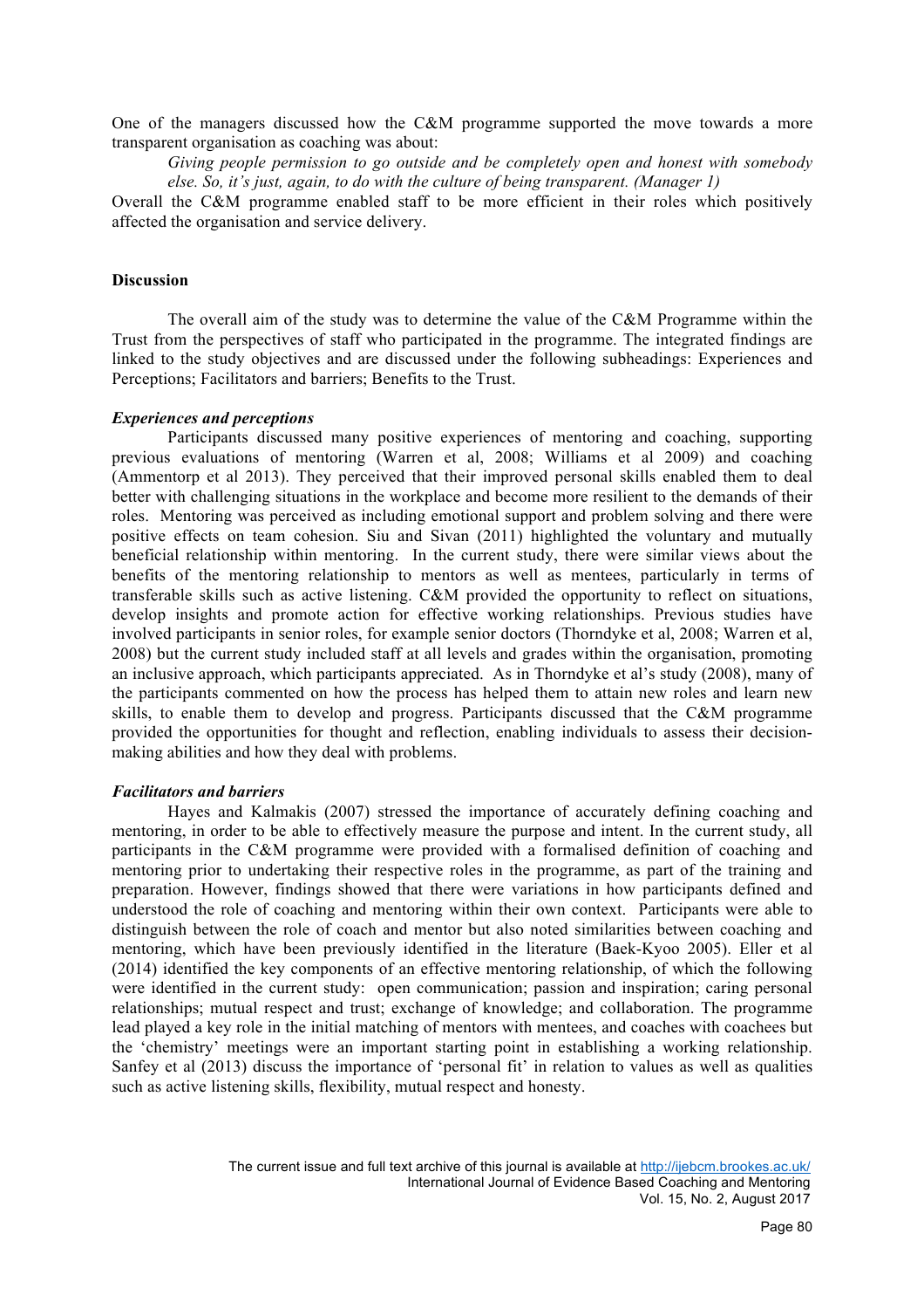One of the managers discussed how the C&M programme supported the move towards a more transparent organisation as coaching was about:

> *Giving people permission to go outside and be completely open and honest with somebody else. So, it's just, again, to do with the culture of being transparent. (Manager 1)*

Overall the C&M programme enabled staff to be more efficient in their roles which positively affected the organisation and service delivery.

## Discussion

The overall aim of the study was to determine the value of the C&M Programme within the Trust from the perspectives of staff who participated in the programme. The integrated findings are linked to the study objectives and are discussed under the following subheadings: Experiences and Perceptions; Facilitators and barriers; Benefits to the Trust.

### *Experiences and perceptions*

Participants discussed many positive experiences of mentoring and coaching, supporting previous evaluations of mentoring (Warren et al, 2008; Williams et al 2009) and coaching (Ammentorp et al 2013). They perceived that their improved personal skills enabled them to deal better with challenging situations in the workplace and become more resilient to the demands of their roles. Mentoring was perceived as including emotional support and problem solving and there were positive effects on team cohesion. Siu and Sivan (2011) highlighted the voluntary and mutually beneficial relationship within mentoring. In the current study, there were similar views about the benefits of the mentoring relationship to mentors as well as mentees, particularly in terms of transferable skills such as active listening. C&M provided the opportunity to reflect on situations, develop insights and promote action for effective working relationships. Previous studies have involved participants in senior roles, for example senior doctors (Thorndyke et al, 2008; Warren et al, 2008) but the current study included staff at all levels and grades within the organisation, promoting an inclusive approach, which participants appreciated. As in Thorndyke et al's study (2008), many of the participants commented on how the process has helped them to attain new roles and learn new skills, to enable them to develop and progress. Participants discussed that the C&M programme provided the opportunities for thought and reflection, enabling individuals to assess their decision-making abilities and how they deal with problems.

### *Facilitators and barriers*

Hayes and Kalmakis (2007) stressed the importance of accurately defining coaching and mentoring, in order to be able to effectively measure the purpose and intent. In the current study, all participants in the C&M programme were provided with a formalised definition of coaching and mentoring prior to undertaking their respective roles in the programme, as part of the training and preparation. However, findings showed that there were variations in how participants defined and understood the role of coaching and mentoring within their own context. Participants were able to distinguish between the role of coach and mentor but also noted similarities between coaching and mentoring, which have been previously identified in the literature (Baek-Kyoo 2005). Eller et al (2014) identified the key components of an effective mentoring relationship, of which the following were identified in the current study: open communication; passion and inspiration; caring personal relationships; mutual respect and trust; exchange of knowledge; and collaboration. The programme lead played a key role in the initial matching of mentors with mentees, and coaches with coachees but the 'chemistry' meetings were an important starting point in establishing a working relationship. Sanfey et al (2013) discuss the importance of 'personal fit' in relation to values as well as qualities such as active listening skills, flexibility, mutual respect and honesty.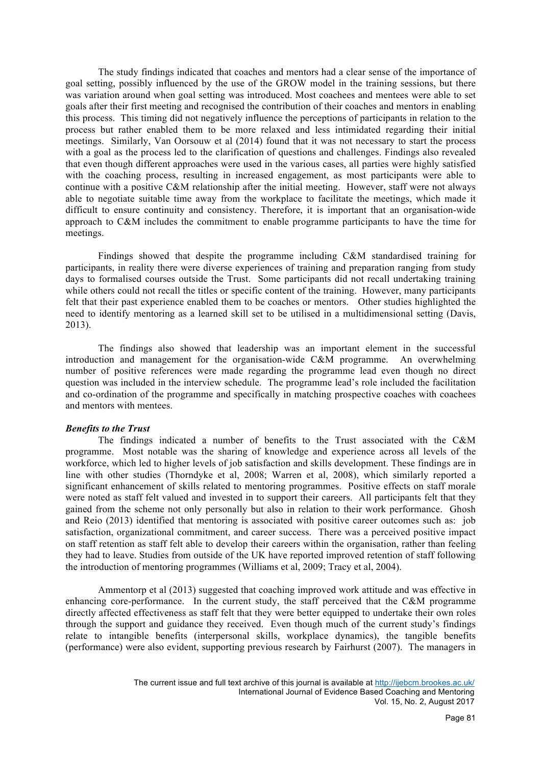The study findings indicated that coaches and mentors had a clear sense of the importance of goal setting, possibly influenced by the use of the GROW model in the training sessions, but there was variation around when goal setting was introduced. Most coachees and mentees were able to set goals after their first meeting and recognised the contribution of their coaches and mentors in enabling this process. This timing did not negatively influence the perceptions of participants in relation to the process but rather enabled them to be more relaxed and less intimidated regarding their initial meetings. Similarly, Van Oorsouw et al (2014) found that it was not necessary to start the process with a goal as the process led to the clarification of questions and challenges. Findings also revealed that even though different approaches were used in the various cases, all parties were highly satisfied with the coaching process, resulting in increased engagement, as most participants were able to continue with a positive C&M relationship after the initial meeting. However, staff were not always able to negotiate suitable time away from the workplace to facilitate the meetings, which made it difficult to ensure continuity and consistency. Therefore, it is important that an organisation-wide approach to C&M includes the commitment to enable programme participants to have the time for meetings.

Findings showed that despite the programme including C&M standardised training for participants, in reality there were diverse experiences of training and preparation ranging from study days to formalised courses outside the Trust. Some participants did not recall undertaking training while others could not recall the titles or specific content of the training. However, many participants felt that their past experience enabled them to be coaches or mentors. Other studies highlighted the need to identify mentoring as a learned skill set to be utilised in a multidimensional setting (Davis, 2013).

The findings also showed that leadership was an important element in the successful introduction and management for the organisation-wide C&M programme. An overwhelming number of positive references were made regarding the programme lead even though no direct question was included in the interview schedule. The programme lead's role included the facilitation and co-ordination of the programme and specifically in matching prospective coaches with coachees and mentors with mentees.

***Benefits to the Trust***

The findings indicated a number of benefits to the Trust associated with the C&M programme. Most notable was the sharing of knowledge and experience across all levels of the workforce, which led to higher levels of job satisfaction and skills development. These findings are in line with other studies (Thorndyke et al, 2008; Warren et al, 2008), which similarly reported a significant enhancement of skills related to mentoring programmes. Positive effects on staff morale were noted as staff felt valued and invested in to support their careers. All participants felt that they gained from the scheme not only personally but also in relation to their work performance. Ghosh and Reio (2013) identified that mentoring is associated with positive career outcomes such as: job satisfaction, organizational commitment, and career success. There was a perceived positive impact on staff retention as staff felt able to develop their careers within the organisation, rather than feeling they had to leave. Studies from outside of the UK have reported improved retention of staff following the introduction of mentoring programmes (Williams et al, 2009; Tracy et al, 2004).

Ammentorp et al (2013) suggested that coaching improved work attitude and was effective in enhancing core-performance. In the current study, the staff perceived that the C&M programme directly affected effectiveness as staff felt that they were better equipped to undertake their own roles through the support and guidance they received. Even though much of the current study's findings relate to intangible benefits (interpersonal skills, workplace dynamics), the tangible benefits (performance) were also evident, supporting previous research by Fairhurst (2007). The managers in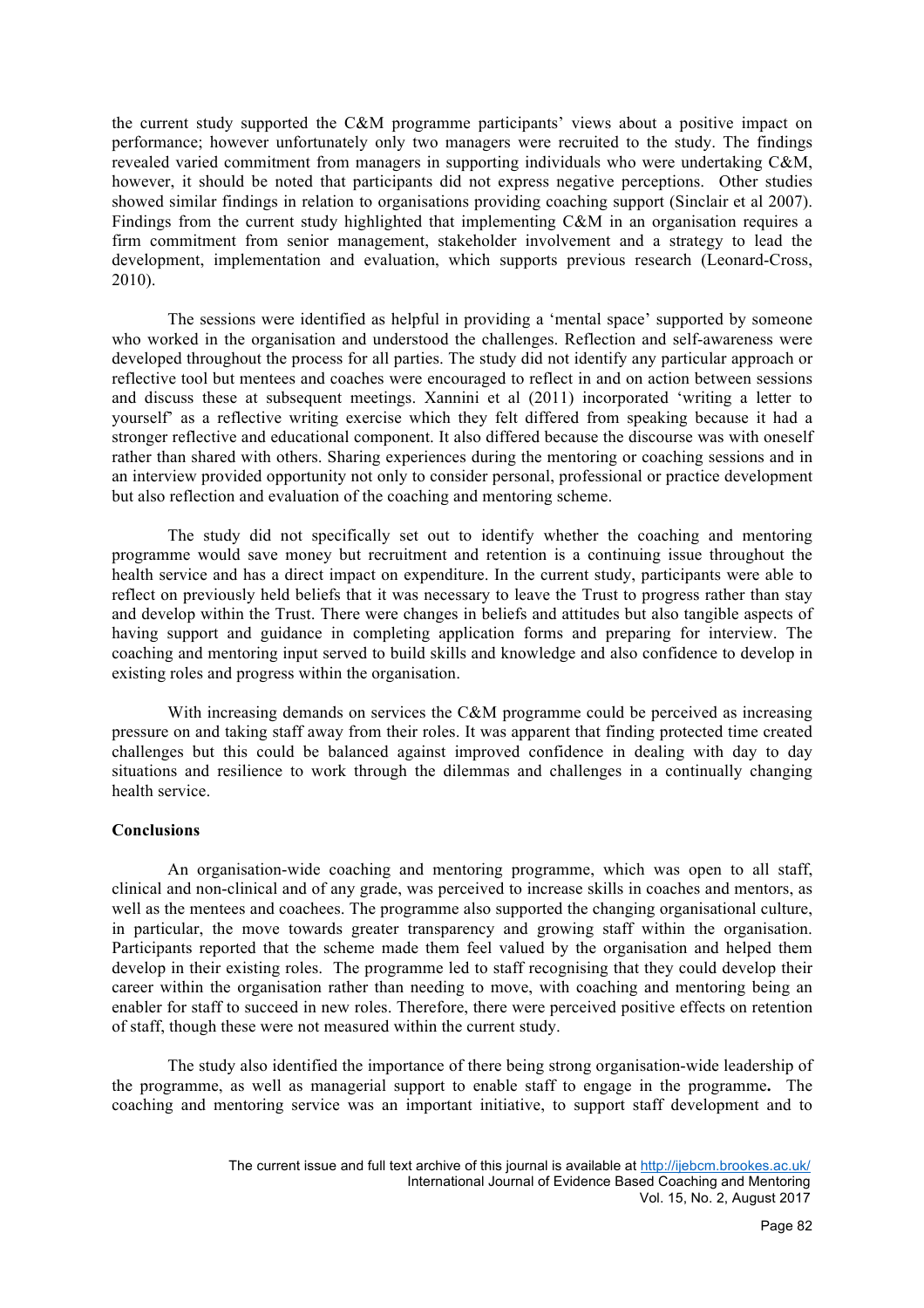the current study supported the C&M programme participants' views about a positive impact on performance; however unfortunately only two managers were recruited to the study. The findings revealed varied commitment from managers in supporting individuals who were undertaking C&M, however, it should be noted that participants did not express negative perceptions. Other studies showed similar findings in relation to organisations providing coaching support (Sinclair et al 2007). Findings from the current study highlighted that implementing C&M in an organisation requires a firm commitment from senior management, stakeholder involvement and a strategy to lead the development, implementation and evaluation, which supports previous research (Leonard-Cross, 2010).

The sessions were identified as helpful in providing a 'mental space' supported by someone who worked in the organisation and understood the challenges. Reflection and self-awareness were developed throughout the process for all parties. The study did not identify any particular approach or reflective tool but mentees and coaches were encouraged to reflect in and on action between sessions and discuss these at subsequent meetings. Xannini et al (2011) incorporated 'writing a letter to yourself' as a reflective writing exercise which they felt differed from speaking because it had a stronger reflective and educational component. It also differed because the discourse was with oneself rather than shared with others. Sharing experiences during the mentoring or coaching sessions and in an interview provided opportunity not only to consider personal, professional or practice development but also reflection and evaluation of the coaching and mentoring scheme.

The study did not specifically set out to identify whether the coaching and mentoring programme would save money but recruitment and retention is a continuing issue throughout the health service and has a direct impact on expenditure. In the current study, participants were able to reflect on previously held beliefs that it was necessary to leave the Trust to progress rather than stay and develop within the Trust. There were changes in beliefs and attitudes but also tangible aspects of having support and guidance in completing application forms and preparing for interview. The coaching and mentoring input served to build skills and knowledge and also confidence to develop in existing roles and progress within the organisation.

With increasing demands on services the C&M programme could be perceived as increasing pressure on and taking staff away from their roles. It was apparent that finding protected time created challenges but this could be balanced against improved confidence in dealing with day to day situations and resilience to work through the dilemmas and challenges in a continually changing health service.

## Conclusions

An organisation-wide coaching and mentoring programme, which was open to all staff, clinical and non-clinical and of any grade, was perceived to increase skills in coaches and mentors, as well as the mentees and coachees. The programme also supported the changing organisational culture, in particular, the move towards greater transparency and growing staff within the organisation. Participants reported that the scheme made them feel valued by the organisation and helped them develop in their existing roles. The programme led to staff recognising that they could develop their career within the organisation rather than needing to move, with coaching and mentoring being an enabler for staff to succeed in new roles. Therefore, there were perceived positive effects on retention of staff, though these were not measured within the current study.

The study also identified the importance of there being strong organisation-wide leadership of the programme, as well as managerial support to enable staff to engage in the programme. The coaching and mentoring service was an important initiative, to support staff development and to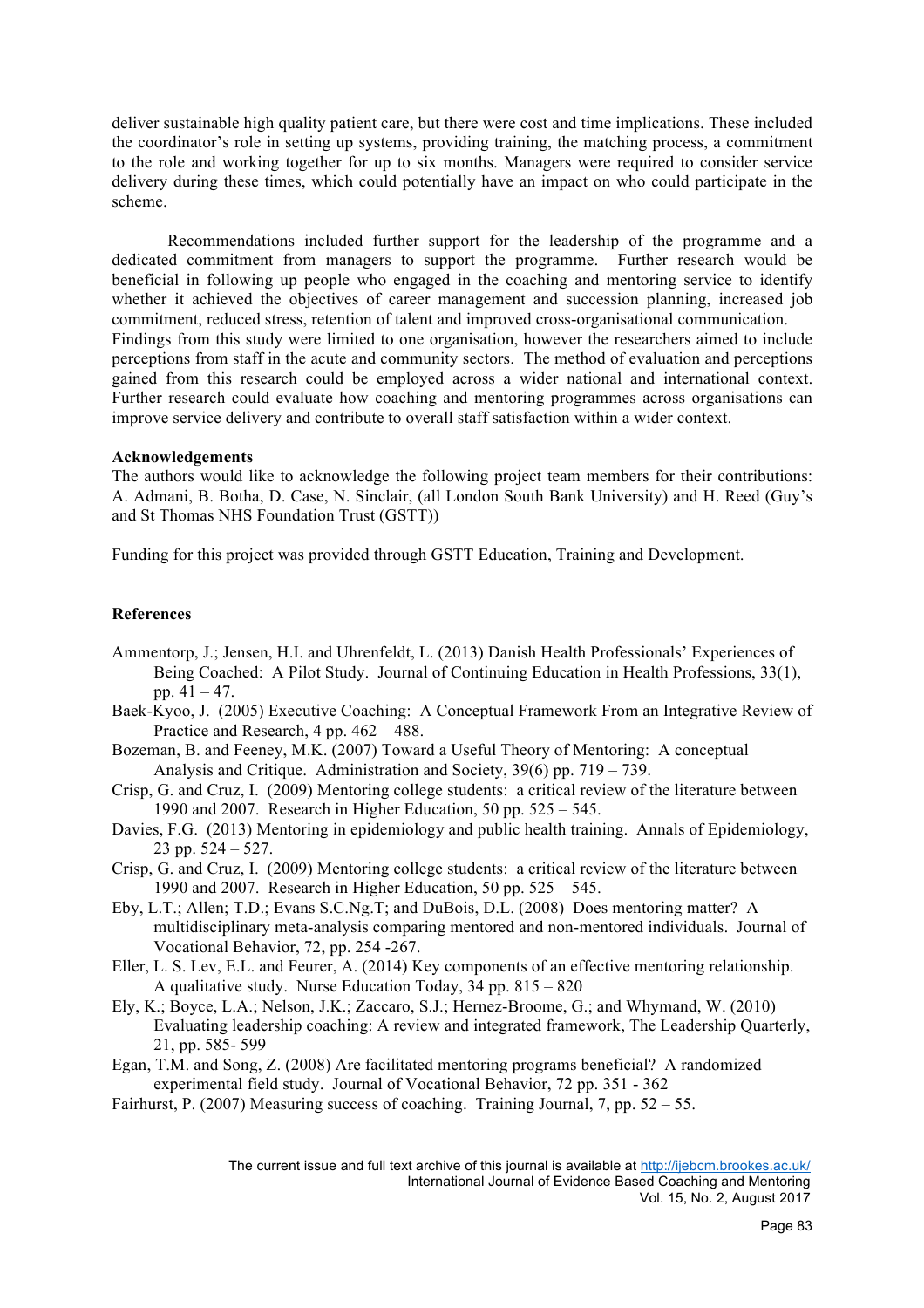deliver sustainable high quality patient care, but there were cost and time implications. These included the coordinator's role in setting up systems, providing training, the matching process, a commitment to the role and working together for up to six months. Managers were required to consider service delivery during these times, which could potentially have an impact on who could participate in the scheme.

Recommendations included further support for the leadership of the programme and a dedicated commitment from managers to support the programme. Further research would be beneficial in following up people who engaged in the coaching and mentoring service to identify whether it achieved the objectives of career management and succession planning, increased job commitment, reduced stress, retention of talent and improved cross-organisational communication. Findings from this study were limited to one organisation, however the researchers aimed to include perceptions from staff in the acute and community sectors. The method of evaluation and perceptions gained from this research could be employed across a wider national and international context. Further research could evaluate how coaching and mentoring programmes across organisations can improve service delivery and contribute to overall staff satisfaction within a wider context.

**Acknowledgements**

The authors would like to acknowledge the following project team members for their contributions: A. Admani, B. Botha, D. Case, N. Sinclair, (all London South Bank University) and H. Reed (Guy's and St Thomas NHS Foundation Trust (GSTT))

Funding for this project was provided through GSTT Education, Training and Development.

**References**

Ammentorp, J.; Jensen, H.I. and Uhrenfeldt, L. (2013) Danish Health Professionals' Experiences of Being Coached: A Pilot Study. Journal of Continuing Education in Health Professions, 33(1), pp. 41 – 47.

Baek-Kyoo, J. (2005) Executive Coaching: A Conceptual Framework From an Integrative Review of Practice and Research, 4 pp. 462 – 488.

Bozeman, B. and Feeney, M.K. (2007) Toward a Useful Theory of Mentoring: A conceptual Analysis and Critique. Administration and Society, 39(6) pp. 719 – 739.

Crisp, G. and Cruz, I. (2009) Mentoring college students: a critical review of the literature between 1990 and 2007. Research in Higher Education, 50 pp. 525 – 545.

Davies, F.G. (2013) Mentoring in epidemiology and public health training. Annals of Epidemiology, 23 pp. 524 – 527.

Crisp, G. and Cruz, I. (2009) Mentoring college students: a critical review of the literature between 1990 and 2007. Research in Higher Education, 50 pp. 525 – 545.

Eby, L.T.; Allen; T.D.; Evans S.C.Ng.T; and DuBois, D.L. (2008) Does mentoring matter? A multidisciplinary meta-analysis comparing mentored and non-mentored individuals. Journal of Vocational Behavior, 72, pp. 254 -267.

Eller, L. S. Lev, E.L. and Feurer, A. (2014) Key components of an effective mentoring relationship. A qualitative study. Nurse Education Today, 34 pp. 815 – 820

Ely, K.; Boyce, L.A.; Nelson, J.K.; Zaccaro, S.J.; Hernez-Broome, G.; and Whymand, W. (2010) Evaluating leadership coaching: A review and integrated framework, The Leadership Quarterly, 21, pp. 585- 599

Egan, T.M. and Song, Z. (2008) Are facilitated mentoring programs beneficial? A randomized experimental field study. Journal of Vocational Behavior, 72 pp. 351 - 362

Fairhurst, P. (2007) Measuring success of coaching. Training Journal, 7, pp. 52 – 55.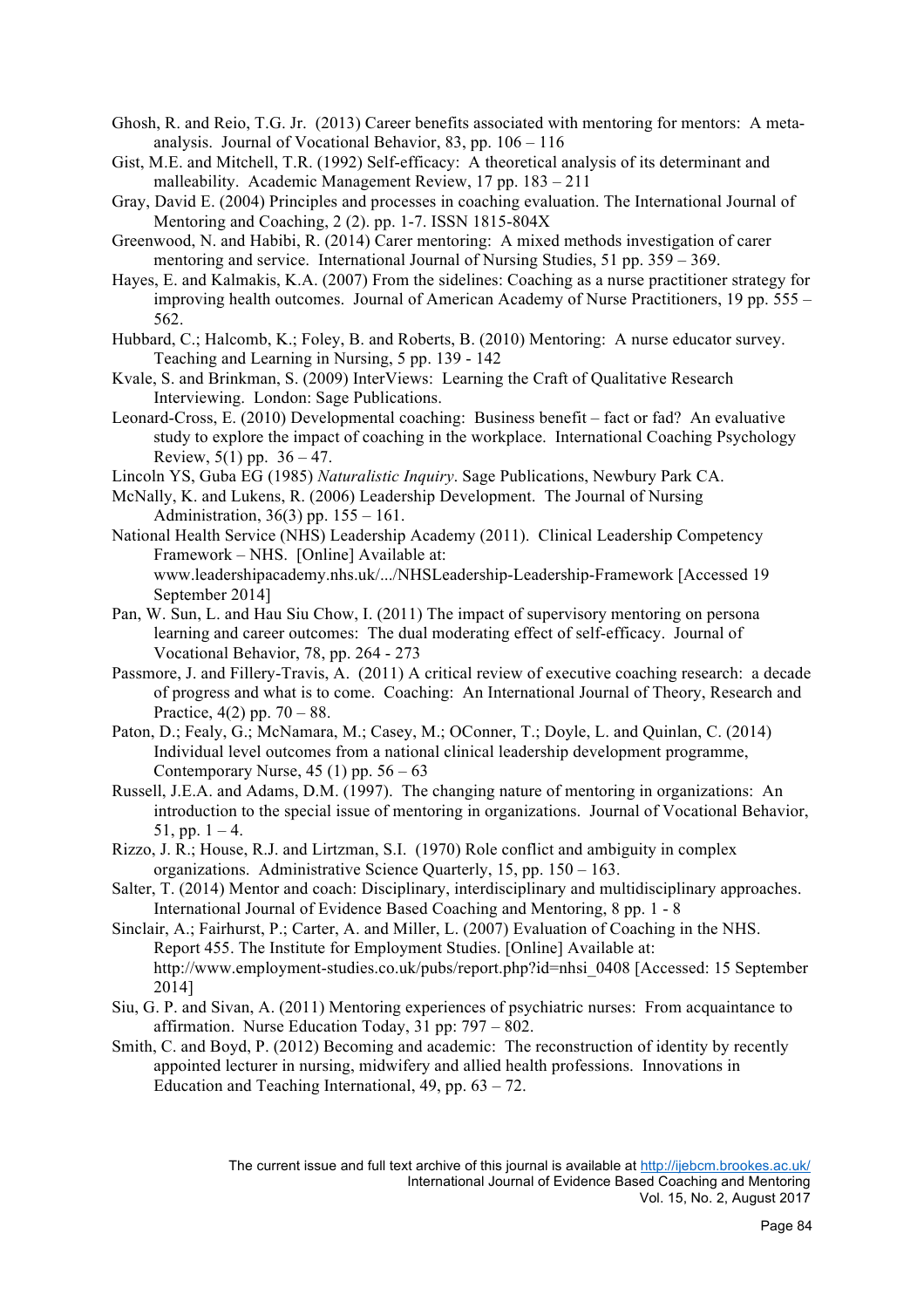Ghosh, R. and Reio, T.G. Jr. (2013) Career benefits associated with mentoring for mentors: A meta-analysis. Journal of Vocational Behavior, 83, pp. 106 – 116

Gist, M.E. and Mitchell, T.R. (1992) Self-efficacy: A theoretical analysis of its determinant and malleability. Academic Management Review, 17 pp. 183 – 211

Gray, David E. (2004) Principles and processes in coaching evaluation. The International Journal of Mentoring and Coaching, 2 (2). pp. 1-7. ISSN 1815-804X

Greenwood, N. and Habibi, R. (2014) Carer mentoring: A mixed methods investigation of carer mentoring and service. International Journal of Nursing Studies, 51 pp. 359 – 369.

Hayes, E. and Kalmakis, K.A. (2007) From the sidelines: Coaching as a nurse practitioner strategy for improving health outcomes. Journal of American Academy of Nurse Practitioners, 19 pp. 555 – 562.

Hubbard, C.; Halcomb, K.; Foley, B. and Roberts, B. (2010) Mentoring: A nurse educator survey. Teaching and Learning in Nursing, 5 pp. 139 - 142

Kvale, S. and Brinkman, S. (2009) InterViews: Learning the Craft of Qualitative Research Interviewing. London: Sage Publications.

Leonard-Cross, E. (2010) Developmental coaching: Business benefit – fact or fad? An evaluative study to explore the impact of coaching in the workplace. International Coaching Psychology Review, 5(1) pp. 36 – 47.

Lincoln YS, Guba EG (1985) *Naturalistic Inquiry*. Sage Publications, Newbury Park CA.

McNally, K. and Lukens, R. (2006) Leadership Development. The Journal of Nursing Administration, 36(3) pp. 155 – 161.

National Health Service (NHS) Leadership Academy (2011). Clinical Leadership Competency Framework – NHS. [Online] Available at: www.leadershipacademy.nhs.uk/.../NHSLeadership-Leadership-Framework [Accessed 19 September 2014]

Pan, W. Sun, L. and Hau Siu Chow, I. (2011) The impact of supervisory mentoring on persona learning and career outcomes: The dual moderating effect of self-efficacy. Journal of Vocational Behavior, 78, pp. 264 - 273

Passmore, J. and Fillery-Travis, A. (2011) A critical review of executive coaching research: a decade of progress and what is to come. Coaching: An International Journal of Theory, Research and Practice, 4(2) pp. 70 – 88.

Paton, D.; Fealy, G.; McNamara, M.; Casey, M.; OConner, T.; Doyle, L. and Quinlan, C. (2014) Individual level outcomes from a national clinical leadership development programme, Contemporary Nurse, 45 (1) pp. 56 – 63

Russell, J.E.A. and Adams, D.M. (1997). The changing nature of mentoring in organizations: An introduction to the special issue of mentoring in organizations. Journal of Vocational Behavior, 51, pp. 1 – 4.

Rizzo, J. R.; House, R.J. and Lirtzman, S.I. (1970) Role conflict and ambiguity in complex organizations. Administrative Science Quarterly, 15, pp. 150 – 163.

Salter, T. (2014) Mentor and coach: Disciplinary, interdisciplinary and multidisciplinary approaches. International Journal of Evidence Based Coaching and Mentoring, 8 pp. 1 - 8

Sinclair, A.; Fairhurst, P.; Carter, A. and Miller, L. (2007) Evaluation of Coaching in the NHS. Report 455. The Institute for Employment Studies. [Online] Available at: http://www.employment-studies.co.uk/pubs/report.php?id=nhsi_0408 [Accessed: 15 September 2014]

Siu, G. P. and Sivan, A. (2011) Mentoring experiences of psychiatric nurses: From acquaintance to affirmation. Nurse Education Today, 31 pp: 797 – 802.

Smith, C. and Boyd, P. (2012) Becoming and academic: The reconstruction of identity by recently appointed lecturer in nursing, midwifery and allied health professions. Innovations in Education and Teaching International, 49, pp. 63 – 72.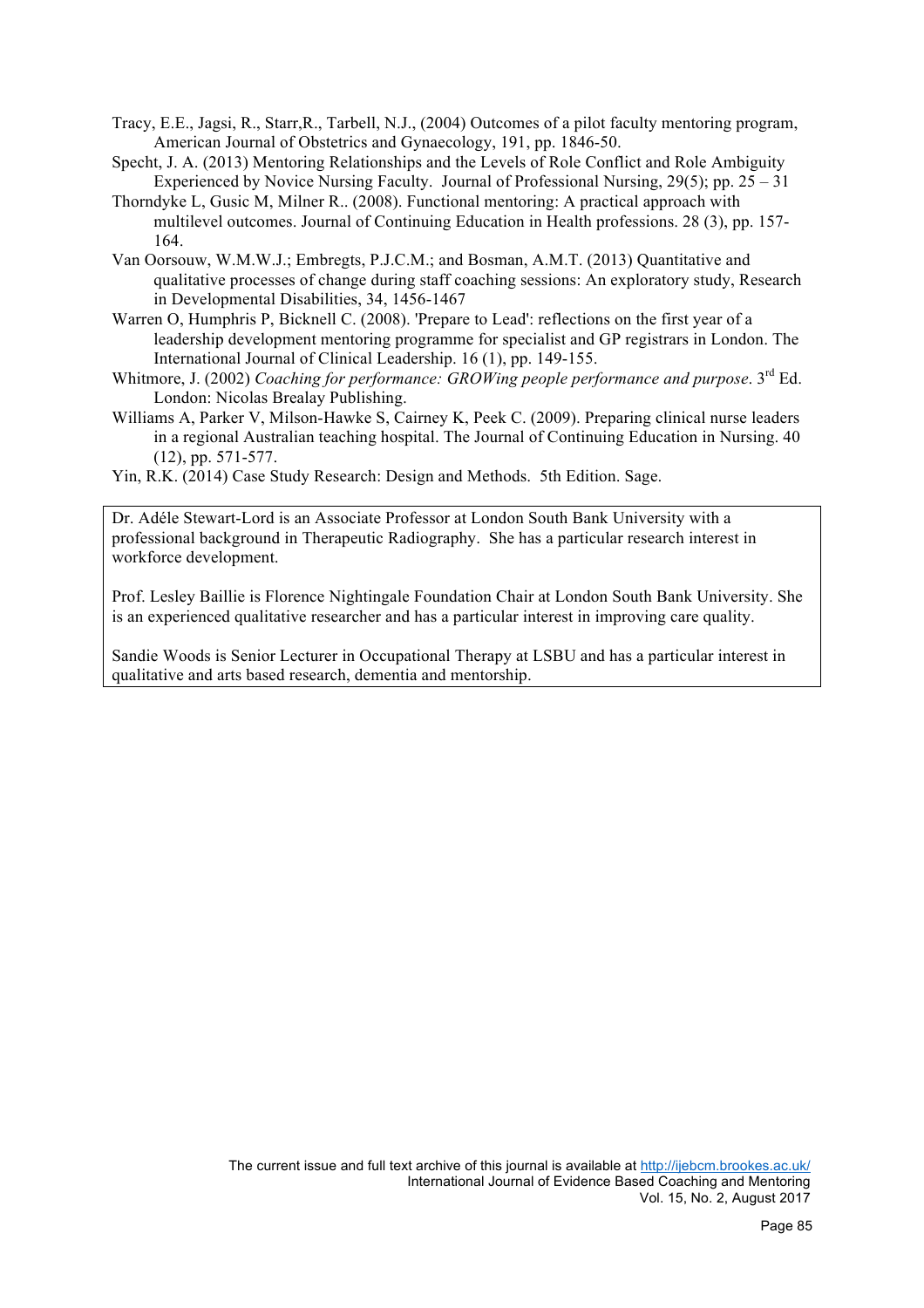Tracy, E.E., Jagsi, R., Starr,R., Tarbell, N.J., (2004) Outcomes of a pilot faculty mentoring program, American Journal of Obstetrics and Gynaecology, 191, pp. 1846-50.

Specht, J. A. (2013) Mentoring Relationships and the Levels of Role Conflict and Role Ambiguity Experienced by Novice Nursing Faculty. Journal of Professional Nursing, 29(5); pp. 25 – 31

Thorndyke L, Gusic M, Milner R.. (2008). Functional mentoring: A practical approach with multilevel outcomes. Journal of Continuing Education in Health professions. 28 (3), pp. 157-164.

Van Oorsouw, W.M.W.J.; Embregts, P.J.C.M.; and Bosman, A.M.T. (2013) Quantitative and qualitative processes of change during staff coaching sessions: An exploratory study, Research in Developmental Disabilities, 34, 1456-1467

Warren O, Humphris P, Bicknell C. (2008). 'Prepare to Lead': reflections on the first year of a leadership development mentoring programme for specialist and GP registrars in London. The International Journal of Clinical Leadership. 16 (1), pp. 149-155.

Whitmore, J. (2002) *Coaching for performance: GROWing people performance and purpose*. 3rd Ed. London: Nicolas Brealay Publishing.

Williams A, Parker V, Milson-Hawke S, Cairney K, Peek C. (2009). Preparing clinical nurse leaders in a regional Australian teaching hospital. The Journal of Continuing Education in Nursing. 40 (12), pp. 571-577.

Yin, R.K. (2014) Case Study Research: Design and Methods. 5th Edition. Sage.

Dr. Adéle Stewart-Lord is an Associate Professor at London South Bank University with a professional background in Therapeutic Radiography. She has a particular research interest in workforce development.

Prof. Lesley Baillie is Florence Nightingale Foundation Chair at London South Bank University. She is an experienced qualitative researcher and has a particular interest in improving care quality.

Sandie Woods is Senior Lecturer in Occupational Therapy at LSBU and has a particular interest in qualitative and arts based research, dementia and mentorship.